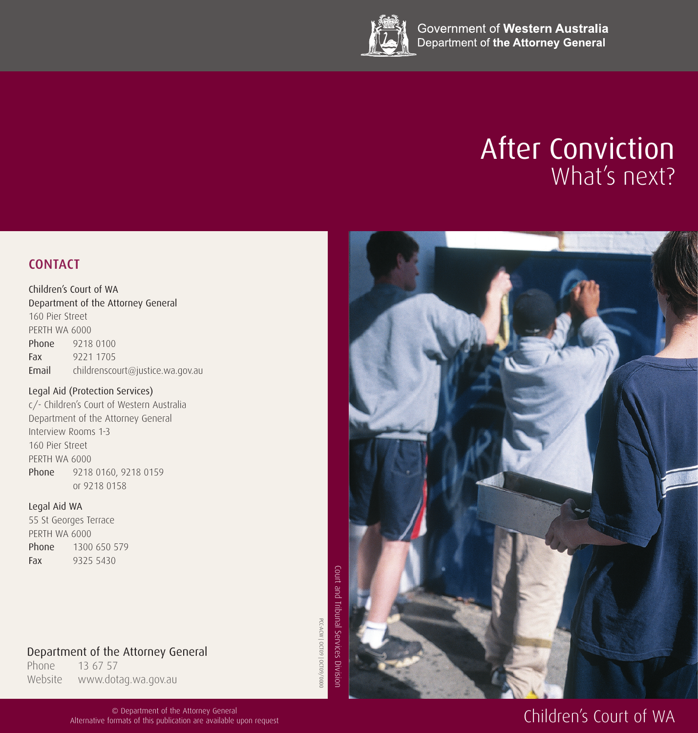Government of **Western Australia**
Department of **the Attorney General**

# After Conviction
## What's next?

## CONTACT

Children's Court of WA
Department of the Attorney General
160 Pier Street
PERTH WA 6000
Phone 9218 0100
Fax 9221 1705
Email childrenscourt@justice.wa.gov.au

Legal Aid (Protection Services)
c/- Children's Court of Western Australia
Department of the Attorney General
Interview Rooms 1-3
160 Pier Street
PERTH WA 6000
Phone 9218 0160, 9218 0159
or 9218 0158

Legal Aid WA
55 St Georges Terrace
PERTH WA 6000
Phone 1300 650 579
Fax 9325 5430

Department of the Attorney General
Phone 13 67 57
Website www.dotag.wa.gov.au

Court and Tribunal Services Division

PCC-ACW | OCT09 | OCT09/0000

© Department of the Attorney General
Alternative formats of this publication are available upon request

Children's Court of WA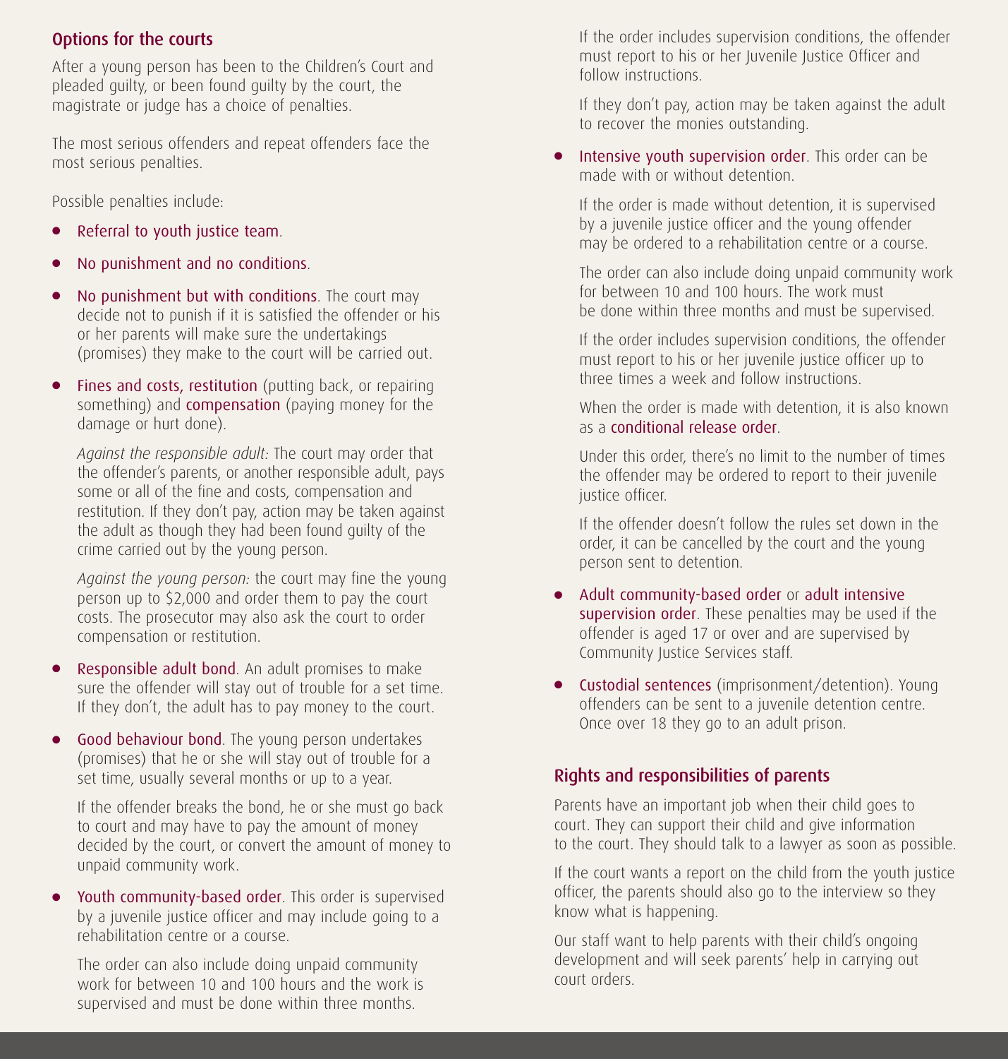## Options for the courts

After a young person has been to the Children's Court and pleaded guilty, or been found guilty by the court, the magistrate or judge has a choice of penalties.

The most serious offenders and repeat offenders face the most serious penalties.

Possible penalties include:

- Referral to youth justice team.
- No punishment and no conditions.
- No punishment but with conditions. The court may decide not to punish if it is satisfied the offender or his or her parents will make sure the undertakings (promises) they make to the court will be carried out.
- Fines and costs, restitution (putting back, or repairing something) and compensation (paying money for the damage or hurt done).

  *Against the responsible adult:* The court may order that the offender's parents, or another responsible adult, pays some or all of the fine and costs, compensation and restitution. If they don't pay, action may be taken against the adult as though they had been found guilty of the crime carried out by the young person.

  *Against the young person:* the court may fine the young person up to $2,000 and order them to pay the court costs. The prosecutor may also ask the court to order compensation or restitution.
- Responsible adult bond. An adult promises to make sure the offender will stay out of trouble for a set time. If they don't, the adult has to pay money to the court.
- Good behaviour bond. The young person undertakes (promises) that he or she will stay out of trouble for a set time, usually several months or up to a year.

  If the offender breaks the bond, he or she must go back to court and may have to pay the amount of money decided by the court, or convert the amount of money to unpaid community work.
- Youth community-based order. This order is supervised by a juvenile justice officer and may include going to a rehabilitation centre or a course.

  The order can also include doing unpaid community work for between 10 and 100 hours and the work is supervised and must be done within three months.

  If the order includes supervision conditions, the offender must report to his or her Juvenile Justice Officer and follow instructions.

  If they don't pay, action may be taken against the adult to recover the monies outstanding.
- Intensive youth supervision order. This order can be made with or without detention.

  If the order is made without detention, it is supervised by a juvenile justice officer and the young offender may be ordered to a rehabilitation centre or a course.

  The order can also include doing unpaid community work for between 10 and 100 hours. The work must be done within three months and must be supervised.

  If the order includes supervision conditions, the offender must report to his or her juvenile justice officer up to three times a week and follow instructions.

  When the order is made with detention, it is also known as a conditional release order.

  Under this order, there's no limit to the number of times the offender may be ordered to report to their juvenile justice officer.

  If the offender doesn't follow the rules set down in the order, it can be cancelled by the court and the young person sent to detention.
- Adult community-based order or adult intensive supervision order. These penalties may be used if the offender is aged 17 or over and are supervised by Community Justice Services staff.
- Custodial sentences (imprisonment/detention). Young offenders can be sent to a juvenile detention centre. Once over 18 they go to an adult prison.

## Rights and responsibilities of parents

Parents have an important job when their child goes to court. They can support their child and give information to the court. They should talk to a lawyer as soon as possible.

If the court wants a report on the child from the youth justice officer, the parents should also go to the interview so they know what is happening.

Our staff want to help parents with their child's ongoing development and will seek parents' help in carrying out court orders.